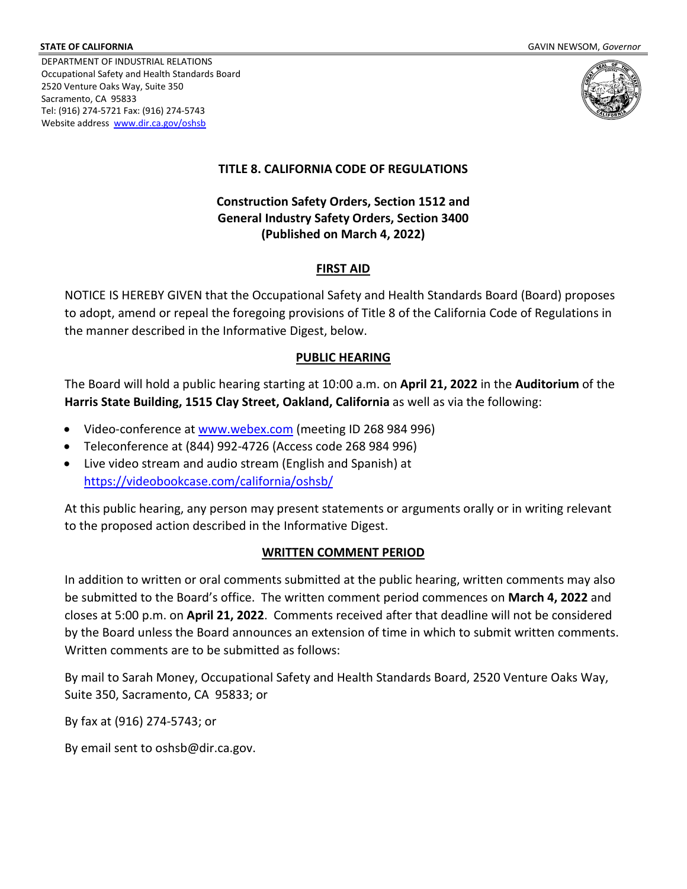**STATE OF CALIFORNIA** GAVIN NEWSOM, *Governor*

DEPARTMENT OF INDUSTRIAL RELATIONS
Occupational Safety and Health Standards Board
2520 Venture Oaks Way, Suite 350
Sacramento, CA 95833
Tel: (916) 274-5721 Fax: (916) 274-5743
Website address [www.dir.ca.gov/oshsb](www.dir.ca.gov/oshsb)

**TITLE 8. CALIFORNIA CODE OF REGULATIONS**

**Construction Safety Orders, Section 1512 and**
**General Industry Safety Orders, Section 3400**
**(Published on March 4, 2022)**

## FIRST AID

NOTICE IS HEREBY GIVEN that the Occupational Safety and Health Standards Board (Board) proposes to adopt, amend or repeal the foregoing provisions of Title 8 of the California Code of Regulations in the manner described in the Informative Digest, below.

## PUBLIC HEARING

The Board will hold a public hearing starting at 10:00 a.m. on **April 21, 2022** in the **Auditorium** of the **Harris State Building, 1515 Clay Street, Oakland, California** as well as via the following:

- Video-conference at [www.webex.com](www.webex.com) (meeting ID 268 984 996)
- Teleconference at (844) 992-4726 (Access code 268 984 996)
- Live video stream and audio stream (English and Spanish) at [https://videobookcase.com/california/oshsb/](https://videobookcase.com/california/oshsb/)

At this public hearing, any person may present statements or arguments orally or in writing relevant to the proposed action described in the Informative Digest.

## WRITTEN COMMENT PERIOD

In addition to written or oral comments submitted at the public hearing, written comments may also be submitted to the Board's office. The written comment period commences on **March 4, 2022** and closes at 5:00 p.m. on **April 21, 2022**. Comments received after that deadline will not be considered by the Board unless the Board announces an extension of time in which to submit written comments. Written comments are to be submitted as follows:

By mail to Sarah Money, Occupational Safety and Health Standards Board, 2520 Venture Oaks Way, Suite 350, Sacramento, CA 95833; or

By fax at (916) 274-5743; or

By email sent to oshsb@dir.ca.gov.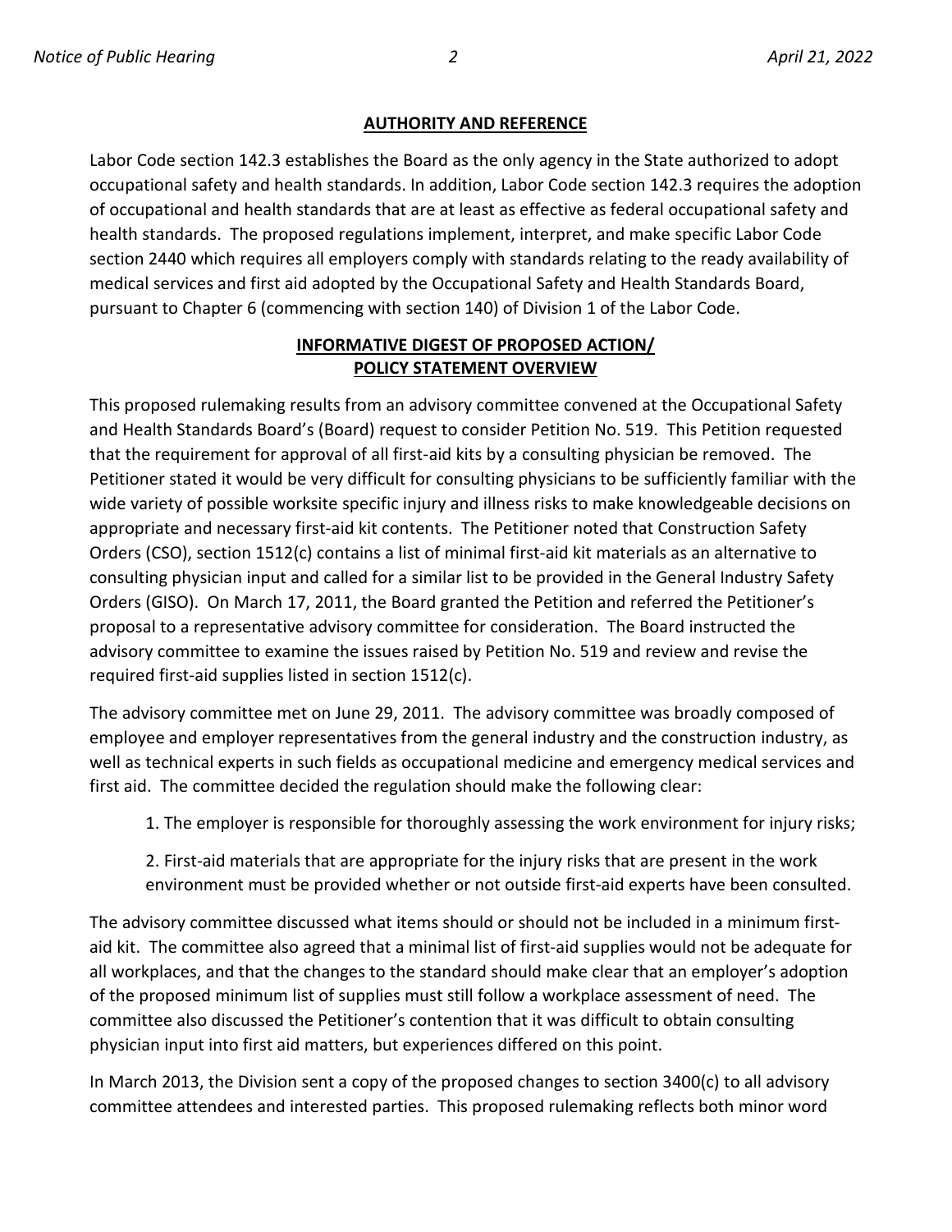## AUTHORITY AND REFERENCE

Labor Code section 142.3 establishes the Board as the only agency in the State authorized to adopt occupational safety and health standards. In addition, Labor Code section 142.3 requires the adoption of occupational and health standards that are at least as effective as federal occupational safety and health standards. The proposed regulations implement, interpret, and make specific Labor Code section 2440 which requires all employers comply with standards relating to the ready availability of medical services and first aid adopted by the Occupational Safety and Health Standards Board, pursuant to Chapter 6 (commencing with section 140) of Division 1 of the Labor Code.

## INFORMATIVE DIGEST OF PROPOSED ACTION/ POLICY STATEMENT OVERVIEW

This proposed rulemaking results from an advisory committee convened at the Occupational Safety and Health Standards Board's (Board) request to consider Petition No. 519. This Petition requested that the requirement for approval of all first-aid kits by a consulting physician be removed. The Petitioner stated it would be very difficult for consulting physicians to be sufficiently familiar with the wide variety of possible worksite specific injury and illness risks to make knowledgeable decisions on appropriate and necessary first-aid kit contents. The Petitioner noted that Construction Safety Orders (CSO), section 1512(c) contains a list of minimal first-aid kit materials as an alternative to consulting physician input and called for a similar list to be provided in the General Industry Safety Orders (GISO). On March 17, 2011, the Board granted the Petition and referred the Petitioner's proposal to a representative advisory committee for consideration. The Board instructed the advisory committee to examine the issues raised by Petition No. 519 and review and revise the required first-aid supplies listed in section 1512(c).

The advisory committee met on June 29, 2011. The advisory committee was broadly composed of employee and employer representatives from the general industry and the construction industry, as well as technical experts in such fields as occupational medicine and emergency medical services and first aid. The committee decided the regulation should make the following clear:

1. The employer is responsible for thoroughly assessing the work environment for injury risks;

2. First-aid materials that are appropriate for the injury risks that are present in the work environment must be provided whether or not outside first-aid experts have been consulted.

The advisory committee discussed what items should or should not be included in a minimum first-aid kit. The committee also agreed that a minimal list of first-aid supplies would not be adequate for all workplaces, and that the changes to the standard should make clear that an employer's adoption of the proposed minimum list of supplies must still follow a workplace assessment of need. The committee also discussed the Petitioner's contention that it was difficult to obtain consulting physician input into first aid matters, but experiences differed on this point.

In March 2013, the Division sent a copy of the proposed changes to section 3400(c) to all advisory committee attendees and interested parties. This proposed rulemaking reflects both minor word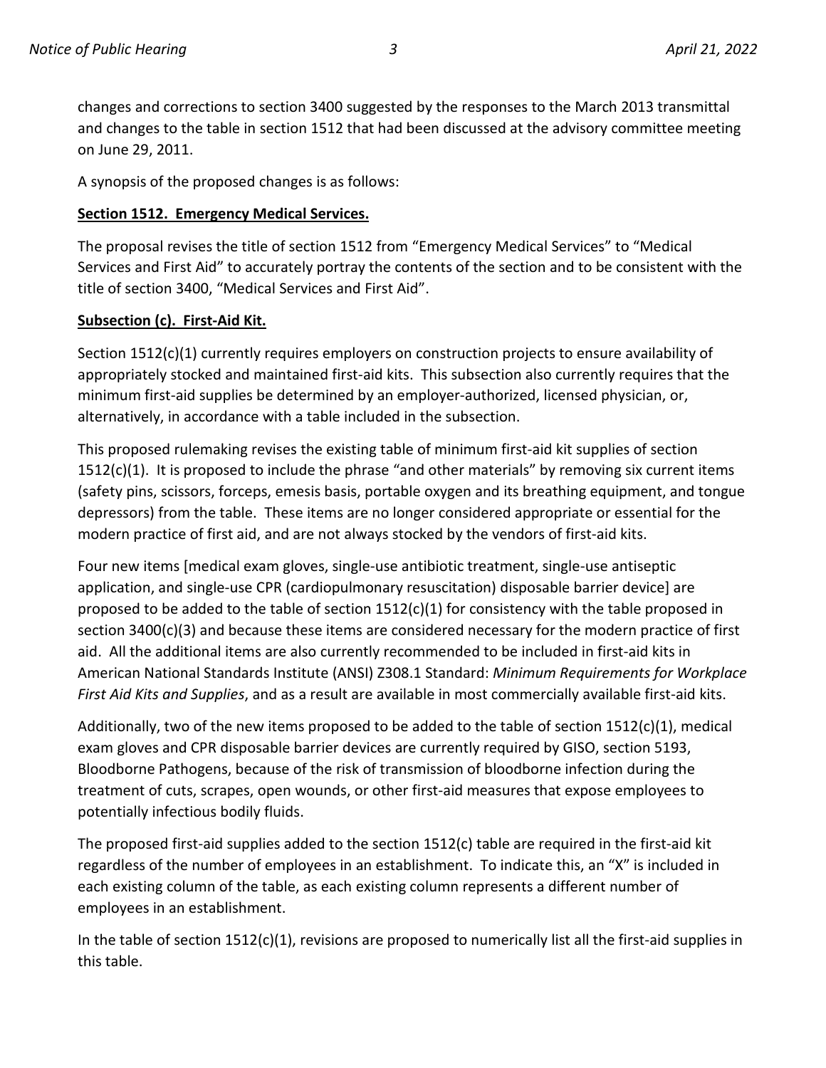changes and corrections to section 3400 suggested by the responses to the March 2013 transmittal and changes to the table in section 1512 that had been discussed at the advisory committee meeting on June 29, 2011.

A synopsis of the proposed changes is as follows:

**Section 1512. Emergency Medical Services.**

The proposal revises the title of section 1512 from "Emergency Medical Services" to "Medical Services and First Aid" to accurately portray the contents of the section and to be consistent with the title of section 3400, "Medical Services and First Aid".

**Subsection (c). First-Aid Kit.**

Section 1512(c)(1) currently requires employers on construction projects to ensure availability of appropriately stocked and maintained first-aid kits. This subsection also currently requires that the minimum first-aid supplies be determined by an employer-authorized, licensed physician, or, alternatively, in accordance with a table included in the subsection.

This proposed rulemaking revises the existing table of minimum first-aid kit supplies of section 1512(c)(1). It is proposed to include the phrase "and other materials" by removing six current items (safety pins, scissors, forceps, emesis basis, portable oxygen and its breathing equipment, and tongue depressors) from the table. These items are no longer considered appropriate or essential for the modern practice of first aid, and are not always stocked by the vendors of first-aid kits.

Four new items [medical exam gloves, single-use antibiotic treatment, single-use antiseptic application, and single-use CPR (cardiopulmonary resuscitation) disposable barrier device] are proposed to be added to the table of section 1512(c)(1) for consistency with the table proposed in section 3400(c)(3) and because these items are considered necessary for the modern practice of first aid. All the additional items are also currently recommended to be included in first-aid kits in American National Standards Institute (ANSI) Z308.1 Standard: *Minimum Requirements for Workplace First Aid Kits and Supplies*, and as a result are available in most commercially available first-aid kits.

Additionally, two of the new items proposed to be added to the table of section 1512(c)(1), medical exam gloves and CPR disposable barrier devices are currently required by GISO, section 5193, Bloodborne Pathogens, because of the risk of transmission of bloodborne infection during the treatment of cuts, scrapes, open wounds, or other first-aid measures that expose employees to potentially infectious bodily fluids.

The proposed first-aid supplies added to the section 1512(c) table are required in the first-aid kit regardless of the number of employees in an establishment. To indicate this, an "X" is included in each existing column of the table, as each existing column represents a different number of employees in an establishment.

In the table of section 1512(c)(1), revisions are proposed to numerically list all the first-aid supplies in this table.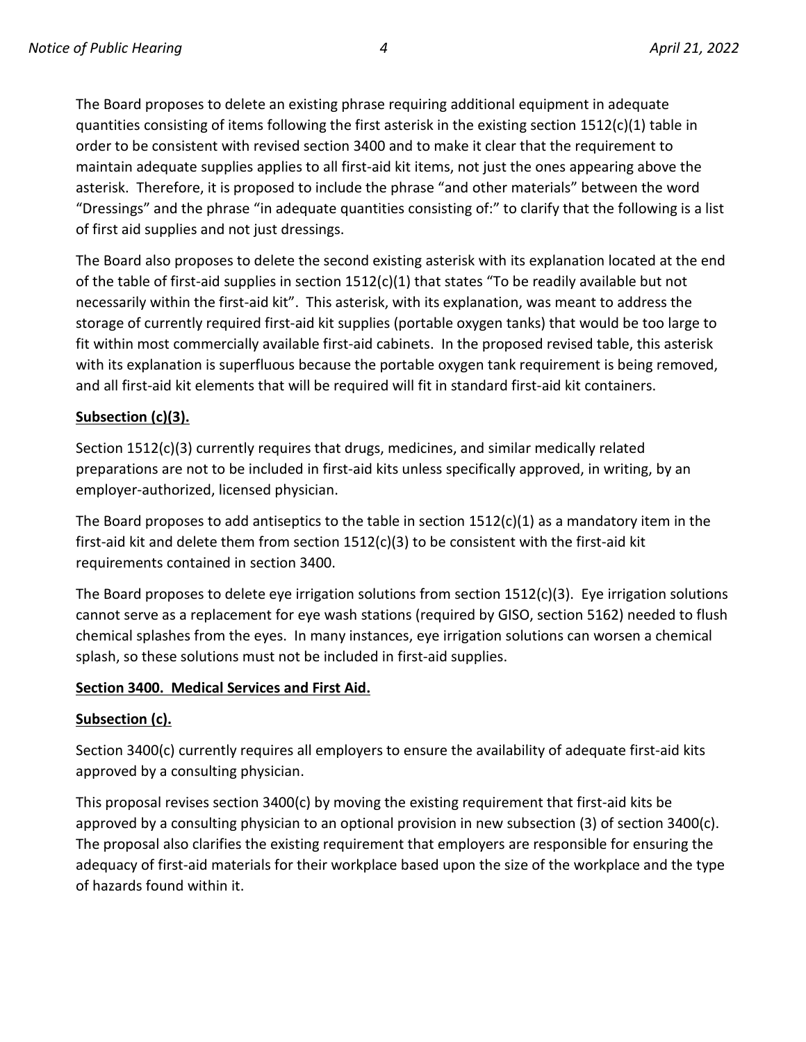The Board proposes to delete an existing phrase requiring additional equipment in adequate quantities consisting of items following the first asterisk in the existing section 1512(c)(1) table in order to be consistent with revised section 3400 and to make it clear that the requirement to maintain adequate supplies applies to all first-aid kit items, not just the ones appearing above the asterisk. Therefore, it is proposed to include the phrase "and other materials" between the word "Dressings" and the phrase "in adequate quantities consisting of:" to clarify that the following is a list of first aid supplies and not just dressings.

The Board also proposes to delete the second existing asterisk with its explanation located at the end of the table of first-aid supplies in section 1512(c)(1) that states "To be readily available but not necessarily within the first-aid kit". This asterisk, with its explanation, was meant to address the storage of currently required first-aid kit supplies (portable oxygen tanks) that would be too large to fit within most commercially available first-aid cabinets. In the proposed revised table, this asterisk with its explanation is superfluous because the portable oxygen tank requirement is being removed, and all first-aid kit elements that will be required will fit in standard first-aid kit containers.

**Subsection (c)(3).**

Section 1512(c)(3) currently requires that drugs, medicines, and similar medically related preparations are not to be included in first-aid kits unless specifically approved, in writing, by an employer-authorized, licensed physician.

The Board proposes to add antiseptics to the table in section 1512(c)(1) as a mandatory item in the first-aid kit and delete them from section 1512(c)(3) to be consistent with the first-aid kit requirements contained in section 3400.

The Board proposes to delete eye irrigation solutions from section 1512(c)(3). Eye irrigation solutions cannot serve as a replacement for eye wash stations (required by GISO, section 5162) needed to flush chemical splashes from the eyes. In many instances, eye irrigation solutions can worsen a chemical splash, so these solutions must not be included in first-aid supplies.

**Section 3400. Medical Services and First Aid.**

**Subsection (c).**

Section 3400(c) currently requires all employers to ensure the availability of adequate first-aid kits approved by a consulting physician.

This proposal revises section 3400(c) by moving the existing requirement that first-aid kits be approved by a consulting physician to an optional provision in new subsection (3) of section 3400(c). The proposal also clarifies the existing requirement that employers are responsible for ensuring the adequacy of first-aid materials for their workplace based upon the size of the workplace and the type of hazards found within it.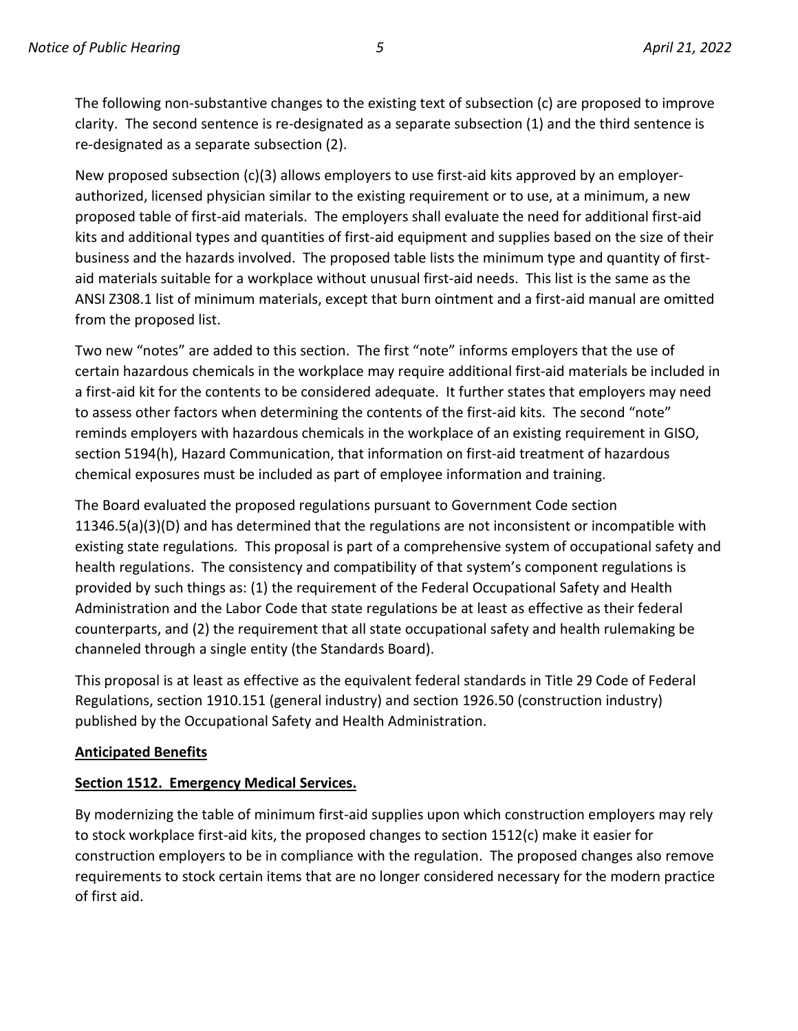The following non-substantive changes to the existing text of subsection (c) are proposed to improve clarity. The second sentence is re-designated as a separate subsection (1) and the third sentence is re-designated as a separate subsection (2).

New proposed subsection (c)(3) allows employers to use first-aid kits approved by an employer-authorized, licensed physician similar to the existing requirement or to use, at a minimum, a new proposed table of first-aid materials. The employers shall evaluate the need for additional first-aid kits and additional types and quantities of first-aid equipment and supplies based on the size of their business and the hazards involved. The proposed table lists the minimum type and quantity of first-aid materials suitable for a workplace without unusual first-aid needs. This list is the same as the ANSI Z308.1 list of minimum materials, except that burn ointment and a first-aid manual are omitted from the proposed list.

Two new "notes" are added to this section. The first "note" informs employers that the use of certain hazardous chemicals in the workplace may require additional first-aid materials be included in a first-aid kit for the contents to be considered adequate. It further states that employers may need to assess other factors when determining the contents of the first-aid kits. The second "note" reminds employers with hazardous chemicals in the workplace of an existing requirement in GISO, section 5194(h), Hazard Communication, that information on first-aid treatment of hazardous chemical exposures must be included as part of employee information and training.

The Board evaluated the proposed regulations pursuant to Government Code section 11346.5(a)(3)(D) and has determined that the regulations are not inconsistent or incompatible with existing state regulations. This proposal is part of a comprehensive system of occupational safety and health regulations. The consistency and compatibility of that system's component regulations is provided by such things as: (1) the requirement of the Federal Occupational Safety and Health Administration and the Labor Code that state regulations be at least as effective as their federal counterparts, and (2) the requirement that all state occupational safety and health rulemaking be channeled through a single entity (the Standards Board).

This proposal is at least as effective as the equivalent federal standards in Title 29 Code of Federal Regulations, section 1910.151 (general industry) and section 1926.50 (construction industry) published by the Occupational Safety and Health Administration.

**Anticipated Benefits**

**Section 1512. Emergency Medical Services.**

By modernizing the table of minimum first-aid supplies upon which construction employers may rely to stock workplace first-aid kits, the proposed changes to section 1512(c) make it easier for construction employers to be in compliance with the regulation. The proposed changes also remove requirements to stock certain items that are no longer considered necessary for the modern practice of first aid.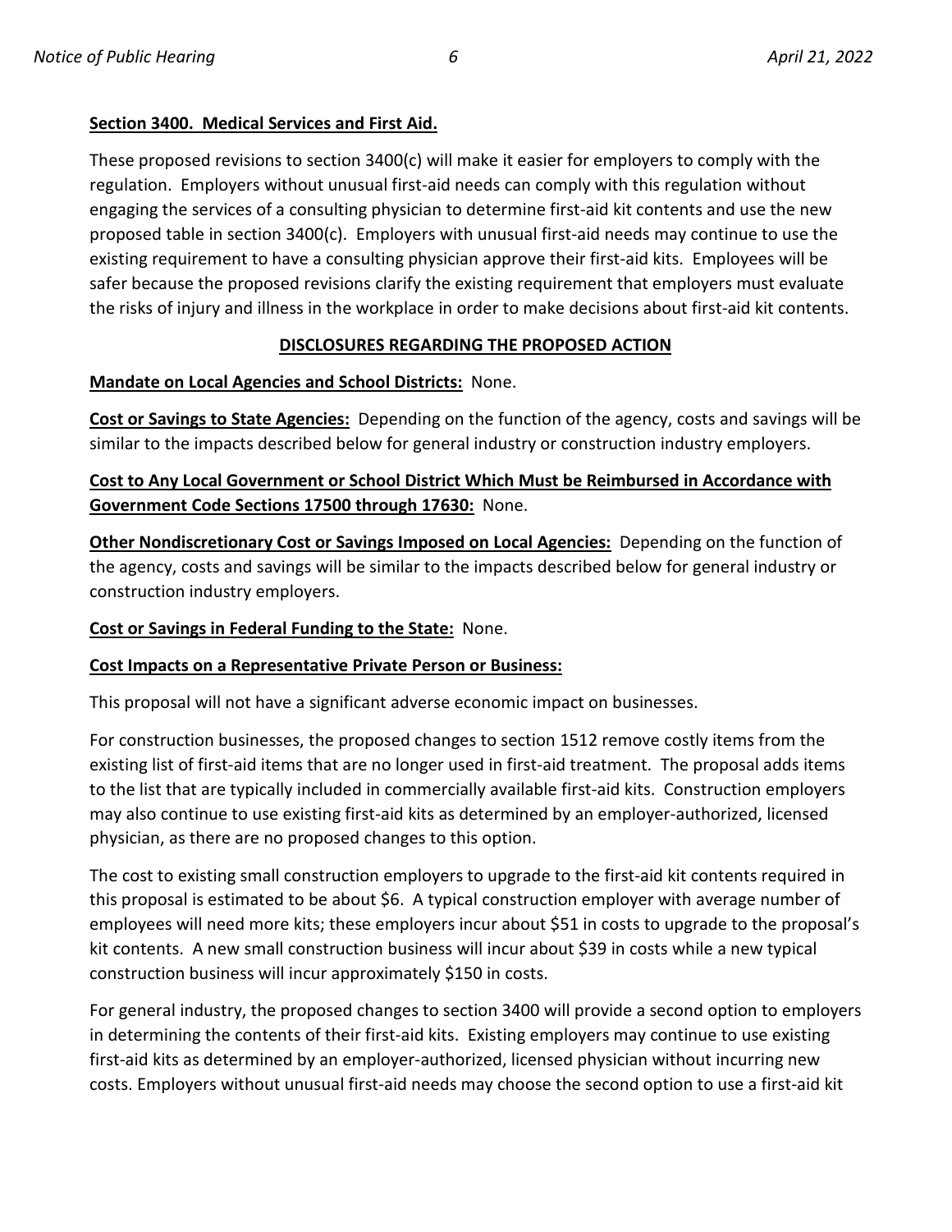**Section 3400. Medical Services and First Aid.**

These proposed revisions to section 3400(c) will make it easier for employers to comply with the regulation. Employers without unusual first-aid needs can comply with this regulation without engaging the services of a consulting physician to determine first-aid kit contents and use the new proposed table in section 3400(c). Employers with unusual first-aid needs may continue to use the existing requirement to have a consulting physician approve their first-aid kits. Employees will be safer because the proposed revisions clarify the existing requirement that employers must evaluate the risks of injury and illness in the workplace in order to make decisions about first-aid kit contents.

## DISCLOSURES REGARDING THE PROPOSED ACTION

**Mandate on Local Agencies and School Districts:** None.

**Cost or Savings to State Agencies:** Depending on the function of the agency, costs and savings will be similar to the impacts described below for general industry or construction industry employers.

**Cost to Any Local Government or School District Which Must be Reimbursed in Accordance with Government Code Sections 17500 through 17630:** None.

**Other Nondiscretionary Cost or Savings Imposed on Local Agencies:** Depending on the function of the agency, costs and savings will be similar to the impacts described below for general industry or construction industry employers.

**Cost or Savings in Federal Funding to the State:** None.

**Cost Impacts on a Representative Private Person or Business:**

This proposal will not have a significant adverse economic impact on businesses.

For construction businesses, the proposed changes to section 1512 remove costly items from the existing list of first-aid items that are no longer used in first-aid treatment. The proposal adds items to the list that are typically included in commercially available first-aid kits. Construction employers may also continue to use existing first-aid kits as determined by an employer-authorized, licensed physician, as there are no proposed changes to this option.

The cost to existing small construction employers to upgrade to the first-aid kit contents required in this proposal is estimated to be about $6. A typical construction employer with average number of employees will need more kits; these employers incur about $51 in costs to upgrade to the proposal's kit contents. A new small construction business will incur about $39 in costs while a new typical construction business will incur approximately $150 in costs.

For general industry, the proposed changes to section 3400 will provide a second option to employers in determining the contents of their first-aid kits. Existing employers may continue to use existing first-aid kits as determined by an employer-authorized, licensed physician without incurring new costs. Employers without unusual first-aid needs may choose the second option to use a first-aid kit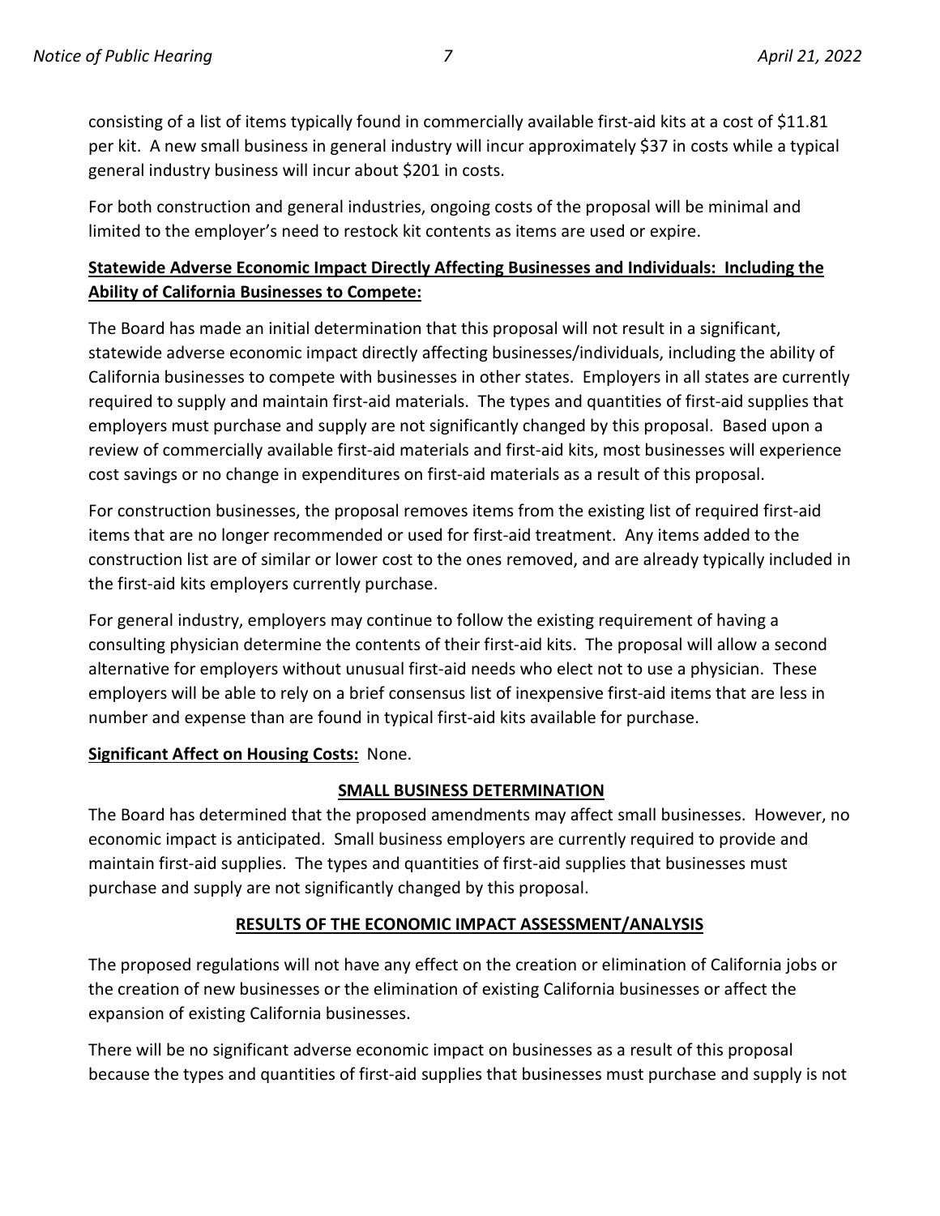consisting of a list of items typically found in commercially available first-aid kits at a cost of $11.81 per kit. A new small business in general industry will incur approximately $37 in costs while a typical general industry business will incur about $201 in costs.

For both construction and general industries, ongoing costs of the proposal will be minimal and limited to the employer's need to restock kit contents as items are used or expire.

**Statewide Adverse Economic Impact Directly Affecting Businesses and Individuals: Including the Ability of California Businesses to Compete:**

The Board has made an initial determination that this proposal will not result in a significant, statewide adverse economic impact directly affecting businesses/individuals, including the ability of California businesses to compete with businesses in other states. Employers in all states are currently required to supply and maintain first-aid materials. The types and quantities of first-aid supplies that employers must purchase and supply are not significantly changed by this proposal. Based upon a review of commercially available first-aid materials and first-aid kits, most businesses will experience cost savings or no change in expenditures on first-aid materials as a result of this proposal.

For construction businesses, the proposal removes items from the existing list of required first-aid items that are no longer recommended or used for first-aid treatment. Any items added to the construction list are of similar or lower cost to the ones removed, and are already typically included in the first-aid kits employers currently purchase.

For general industry, employers may continue to follow the existing requirement of having a consulting physician determine the contents of their first-aid kits. The proposal will allow a second alternative for employers without unusual first-aid needs who elect not to use a physician. These employers will be able to rely on a brief consensus list of inexpensive first-aid items that are less in number and expense than are found in typical first-aid kits available for purchase.

**Significant Affect on Housing Costs:** None.

## SMALL BUSINESS DETERMINATION

The Board has determined that the proposed amendments may affect small businesses. However, no economic impact is anticipated. Small business employers are currently required to provide and maintain first-aid supplies. The types and quantities of first-aid supplies that businesses must purchase and supply are not significantly changed by this proposal.

## RESULTS OF THE ECONOMIC IMPACT ASSESSMENT/ANALYSIS

The proposed regulations will not have any effect on the creation or elimination of California jobs or the creation of new businesses or the elimination of existing California businesses or affect the expansion of existing California businesses.

There will be no significant adverse economic impact on businesses as a result of this proposal because the types and quantities of first-aid supplies that businesses must purchase and supply is not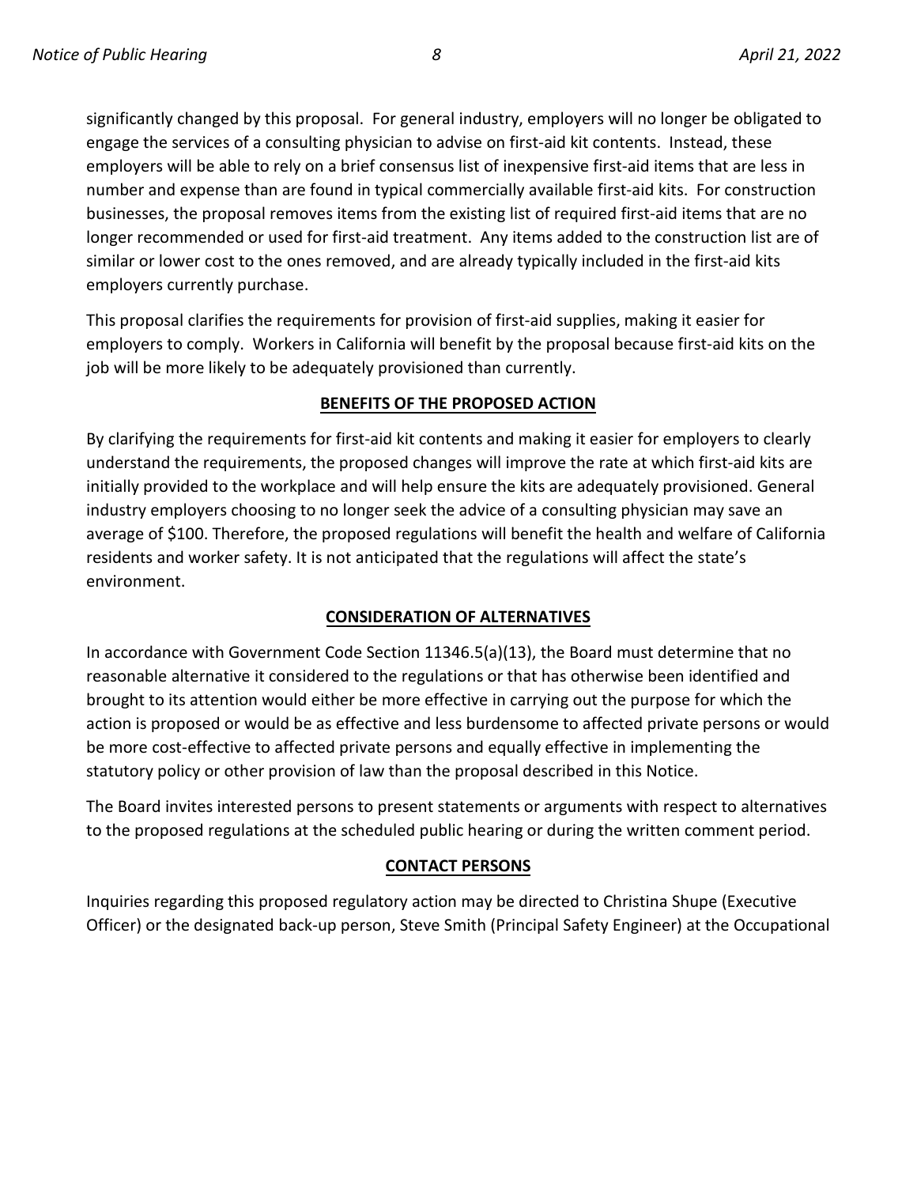significantly changed by this proposal. For general industry, employers will no longer be obligated to engage the services of a consulting physician to advise on first-aid kit contents. Instead, these employers will be able to rely on a brief consensus list of inexpensive first-aid items that are less in number and expense than are found in typical commercially available first-aid kits. For construction businesses, the proposal removes items from the existing list of required first-aid items that are no longer recommended or used for first-aid treatment. Any items added to the construction list are of similar or lower cost to the ones removed, and are already typically included in the first-aid kits employers currently purchase.

This proposal clarifies the requirements for provision of first-aid supplies, making it easier for employers to comply. Workers in California will benefit by the proposal because first-aid kits on the job will be more likely to be adequately provisioned than currently.

## BENEFITS OF THE PROPOSED ACTION

By clarifying the requirements for first-aid kit contents and making it easier for employers to clearly understand the requirements, the proposed changes will improve the rate at which first-aid kits are initially provided to the workplace and will help ensure the kits are adequately provisioned. General industry employers choosing to no longer seek the advice of a consulting physician may save an average of $100. Therefore, the proposed regulations will benefit the health and welfare of California residents and worker safety. It is not anticipated that the regulations will affect the state's environment.

## CONSIDERATION OF ALTERNATIVES

In accordance with Government Code Section 11346.5(a)(13), the Board must determine that no reasonable alternative it considered to the regulations or that has otherwise been identified and brought to its attention would either be more effective in carrying out the purpose for which the action is proposed or would be as effective and less burdensome to affected private persons or would be more cost-effective to affected private persons and equally effective in implementing the statutory policy or other provision of law than the proposal described in this Notice.

The Board invites interested persons to present statements or arguments with respect to alternatives to the proposed regulations at the scheduled public hearing or during the written comment period.

## CONTACT PERSONS

Inquiries regarding this proposed regulatory action may be directed to Christina Shupe (Executive Officer) or the designated back-up person, Steve Smith (Principal Safety Engineer) at the Occupational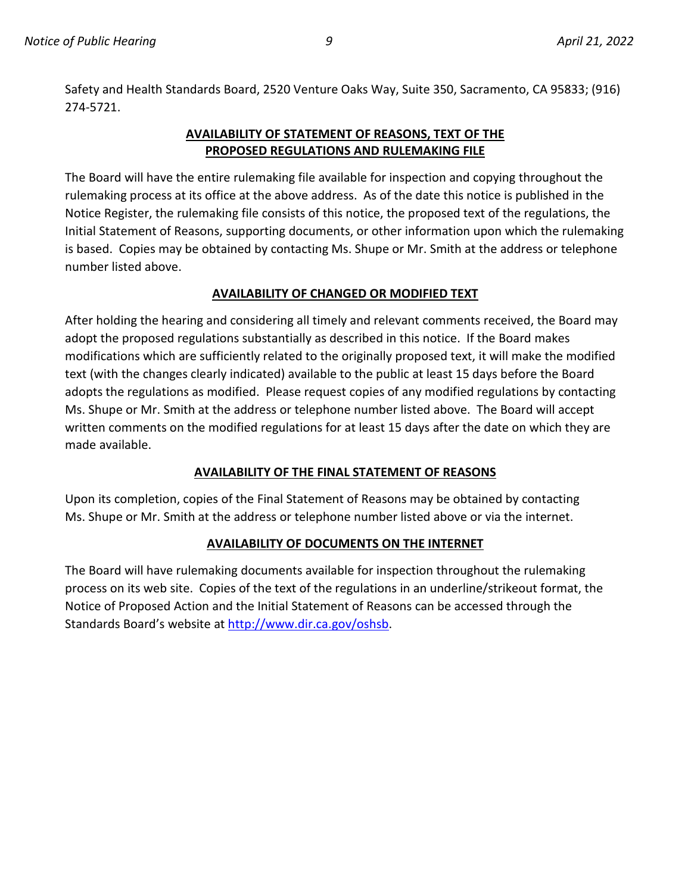Safety and Health Standards Board, 2520 Venture Oaks Way, Suite 350, Sacramento, CA 95833; (916) 274-5721.

**AVAILABILITY OF STATEMENT OF REASONS, TEXT OF THE PROPOSED REGULATIONS AND RULEMAKING FILE**

The Board will have the entire rulemaking file available for inspection and copying throughout the rulemaking process at its office at the above address. As of the date this notice is published in the Notice Register, the rulemaking file consists of this notice, the proposed text of the regulations, the Initial Statement of Reasons, supporting documents, or other information upon which the rulemaking is based. Copies may be obtained by contacting Ms. Shupe or Mr. Smith at the address or telephone number listed above.

**AVAILABILITY OF CHANGED OR MODIFIED TEXT**

After holding the hearing and considering all timely and relevant comments received, the Board may adopt the proposed regulations substantially as described in this notice. If the Board makes modifications which are sufficiently related to the originally proposed text, it will make the modified text (with the changes clearly indicated) available to the public at least 15 days before the Board adopts the regulations as modified. Please request copies of any modified regulations by contacting Ms. Shupe or Mr. Smith at the address or telephone number listed above. The Board will accept written comments on the modified regulations for at least 15 days after the date on which they are made available.

**AVAILABILITY OF THE FINAL STATEMENT OF REASONS**

Upon its completion, copies of the Final Statement of Reasons may be obtained by contacting Ms. Shupe or Mr. Smith at the address or telephone number listed above or via the internet.

**AVAILABILITY OF DOCUMENTS ON THE INTERNET**

The Board will have rulemaking documents available for inspection throughout the rulemaking process on its web site. Copies of the text of the regulations in an underline/strikeout format, the Notice of Proposed Action and the Initial Statement of Reasons can be accessed through the Standards Board's website at http://www.dir.ca.gov/oshsb.